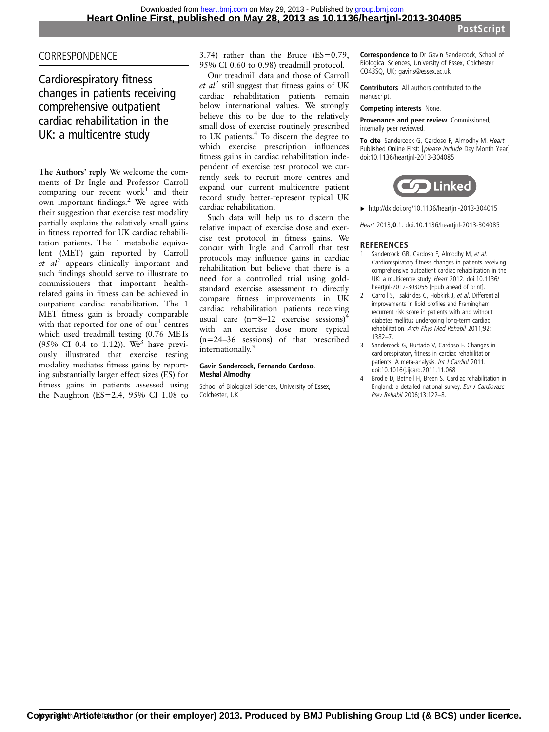## CORRESPONDENCE

# Cardiorespiratory fitness changes in patients receiving comprehensive outpatient cardiac rehabilitation in the UK: a multicentre study

**The Authors' reply** We welcome the comments of Dr Ingle and Professor Carroll comparing our recent work[1] and their own important findings.[2] We agree with their suggestion that exercise test modality partially explains the relatively small gains in fitness reported for UK cardiac rehabilitation patients. The 1 metabolic equivalent (MET) gain reported by Carroll *et al*[2] appears clinically important and such findings should serve to illustrate to commissioners that important health-related gains in fitness can be achieved in outpatient cardiac rehabilitation. The 1 MET fitness gain is broadly comparable with that reported for one of our[1] centres which used treadmill testing (0.76 METs (95% CI 0.4 to 1.12)). We[3] have previously illustrated that exercise testing modality mediates fitness gains by reporting substantially larger effect sizes (ES) for fitness gains in patients assessed using the Naughton (ES=2.4, 95% CI 1.08 to 3.74) rather than the Bruce (ES=0.79, 95% CI 0.60 to 0.98) treadmill protocol.

Our treadmill data and those of Carroll *et al*[2] still suggest that fitness gains of UK cardiac rehabilitation patients remain below international values. We strongly believe this to be due to the relatively small dose of exercise routinely prescribed to UK patients.[4] To discern the degree to which exercise prescription influences fitness gains in cardiac rehabilitation independent of exercise test protocol we currently seek to recruit more centres and expand our current multicentre patient record study better-represent typical UK cardiac rehabilitation.

Such data will help us to discern the relative impact of exercise dose and exercise test protocol in fitness gains. We concur with Ingle and Carroll that test protocols may influence gains in cardiac rehabilitation but believe that there is a need for a controlled trial using gold-standard exercise assessment to directly compare fitness improvements in UK cardiac rehabilitation patients receiving usual care (n=8–12 exercise sessions)[4] with an exercise dose more typical (n=24–36 sessions) of that prescribed internationally.[3]

**Gavin Sandercock, Fernando Cardoso, Meshal Almodhy**

School of Biological Sciences, University of Essex, Colchester, UK

**Correspondence to** Dr Gavin Sandercock, School of Biological Sciences, University of Essex, Colchester CO43SQ, UK; gavins@essex.ac.uk

**Contributors** All authors contributed to the manuscript.

**Competing interests** None.

**Provenance and peer review** Commissioned; internally peer reviewed.

**To cite** Sandercock G, Cardoso F, Almodhy M. *Heart* Published Online First: [*please include* Day Month Year] doi:10.1136/heartjnl-2013-304085

Linked

► http://dx.doi.org/10.1136/heartjnl-2013-304015

*Heart* 2013;**0**:1. doi:10.1136/heartjnl-2013-304085

### REFERENCES

1. Sandercock GR, Cardoso F, Almodhy M, *et al*. Cardiorespiratory fitness changes in patients receiving comprehensive outpatient cardiac rehabilitation in the UK: a multicentre study. *Heart* 2012. doi:10.1136/heartjnl-2012-303055 [Epub ahead of print].
2. Carroll S, Tsakirides C, Hobkirk J, *et al*. Differential improvements in lipid profiles and Framingham recurrent risk score in patients with and without diabetes mellitus undergoing long-term cardiac rehabilitation. *Arch Phys Med Rehabil* 2011;92:1382–7.
3. Sandercock G, Hurtado V, Cardoso F. Changes in cardiorespiratory fitness in cardiac rehabilitation patients: A meta-analysis. *Int J Cardiol* 2011. doi:10.1016/j.ijcard.2011.11.068
4. Brodie D, Bethell H, Breen S. Cardiac rehabilitation in England: a detailed national survey. *Eur J Cardiovasc Prev Rehabil* 2006;13:122–8.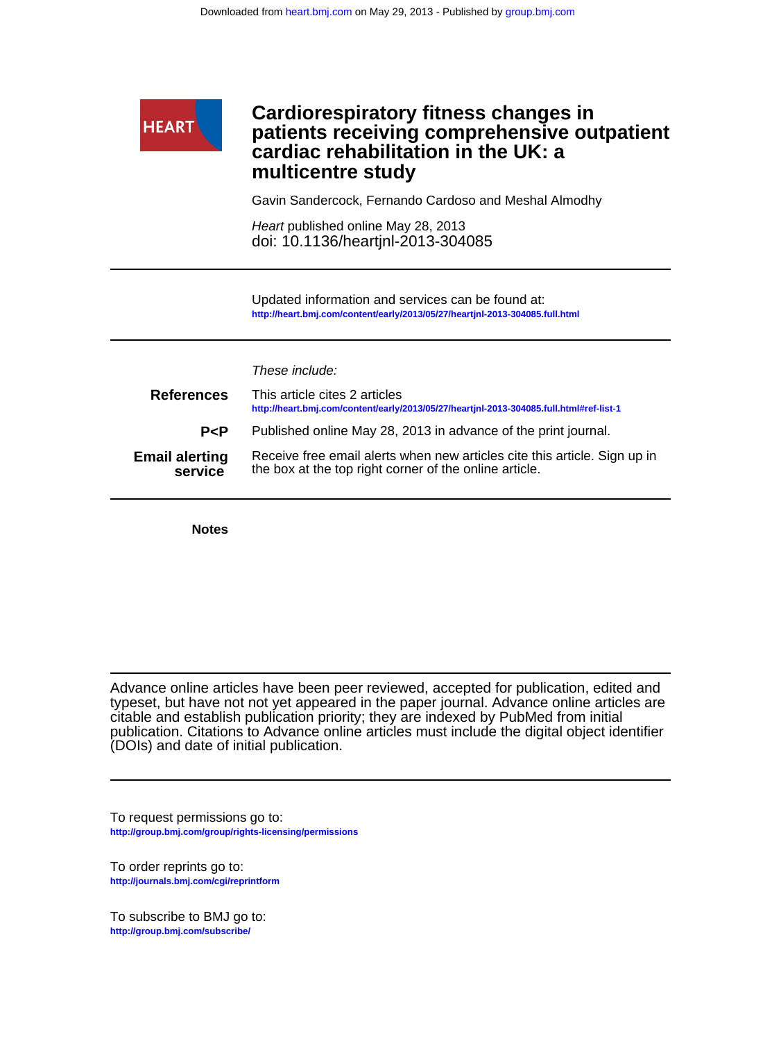Downloaded from heart.bmj.com on May 29, 2013 - Published by group.bmj.com

HEART

# Cardiorespiratory fitness changes in patients receiving comprehensive outpatient cardiac rehabilitation in the UK: a multicentre study

Gavin Sandercock, Fernando Cardoso and Meshal Almodhy

*Heart* published online May 28, 2013

doi: 10.1136/heartjnl-2013-304085

---

Updated information and services can be found at:
http://heart.bmj.com/content/early/2013/05/27/heartjnl-2013-304085.full.html

---

*These include:*

**References**
This article cites 2 articles
http://heart.bmj.com/content/early/2013/05/27/heartjnl-2013-304085.full.html#ref-list-1

**P<P**
Published online May 28, 2013 in advance of the print journal.

**Email alerting service**
Receive free email alerts when new articles cite this article. Sign up in the box at the top right corner of the online article.

---

**Notes**

---

Advance online articles have been peer reviewed, accepted for publication, edited and typeset, but have not not yet appeared in the paper journal. Advance online articles are citable and establish publication priority; they are indexed by PubMed from initial publication. Citations to Advance online articles must include the digital object identifier (DOIs) and date of initial publication.

---

To request permissions go to:
http://group.bmj.com/group/rights-licensing/permissions

To order reprints go to:
http://journals.bmj.com/cgi/reprintform

To subscribe to BMJ go to:
http://group.bmj.com/subscribe/